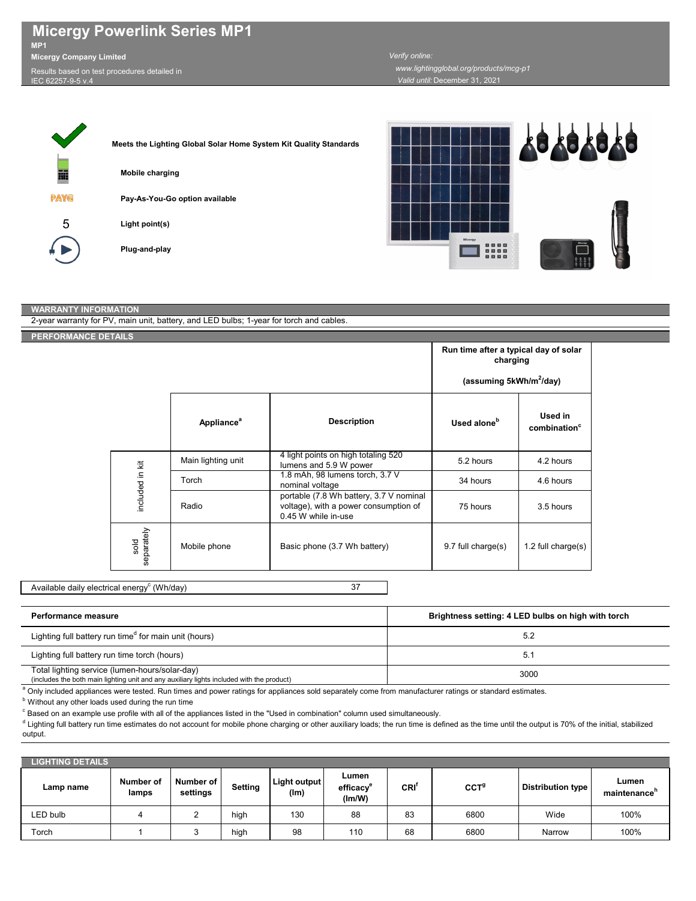# Micergy Powerlink Series MP1

**MP1**

**Micergy Company Limited**

Results based on test procedures detailed in IEC 62257-9-5 v.4

*Verify online:*
*www.lightingglobal.org/products/mcg-p1*
*Valid until:* December 31, 2021

**Meets the Lighting Global Solar Home System Kit Quality Standards**

**Mobile charging**

PAYG **Pay-As-You-Go option available**

5 **Light point(s)**

**Plug-and-play**

## WARRANTY INFORMATION

2-year warranty for PV, main unit, battery, and LED bulbs; 1-year for torch and cables.

## PERFORMANCE DETAILS

| | Appliance[a] | Description | Run time after a typical day of solar charging (assuming 5kWh/m$^2$/day) — Used alone[b] | Used in combination[c] |
|---|---|---|---|---|
| included in kit | Main lighting unit | 4 light points on high totaling 520 lumens and 5.9 W power | 5.2 hours | 4.2 hours |
| included in kit | Torch | 1.8 mAh, 98 lumens torch, 3.7 V nominal voltage | 34 hours | 4.6 hours |
| included in kit | Radio | portable (7.8 Wh battery, 3.7 V nominal voltage), with a power consumption of 0.45 W while in-use | 75 hours | 3.5 hours |
| sold separately | Mobile phone | Basic phone (3.7 Wh battery) | 9.7 full charge(s) | 1.2 full charge(s) |

| Available daily electrical energy[c] (Wh/day) | 37 |
|---|---|

| Performance measure | Brightness setting: 4 LED bulbs on high with torch |
|---|---|
| Lighting full battery run time[d] for main unit (hours) | 5.2 |
| Lighting full battery run time torch (hours) | 5.1 |
| Total lighting service (lumen-hours/solar-day) (includes the both main lighting unit and any auxiliary lights included with the product) | 3000 |

[a] Only included appliances were tested. Run times and power ratings for appliances sold separately come from manufacturer ratings or standard estimates.

[b] Without any other loads used during the run time

[c] Based on an example use profile with all of the appliances listed in the "Used in combination" column used simultaneously.

[d] Lighting full battery run time estimates do not account for mobile phone charging or other auxiliary loads; the run time is defined as the time until the output is 70% of the initial, stabilized output.

## LIGHTING DETAILS

| Lamp name | Number of lamps | Number of settings | Setting | Light output (lm) | Lumen efficacy[e] (lm/W) | CRI[f] | CCT[g] | Distribution type | Lumen maintenance[h] |
|---|---|---|---|---|---|---|---|---|---|
| LED bulb | 4 | 2 | high | 130 | 88 | 83 | 6800 | Wide | 100% |
| Torch | 1 | 3 | high | 98 | 110 | 68 | 6800 | Narrow | 100% |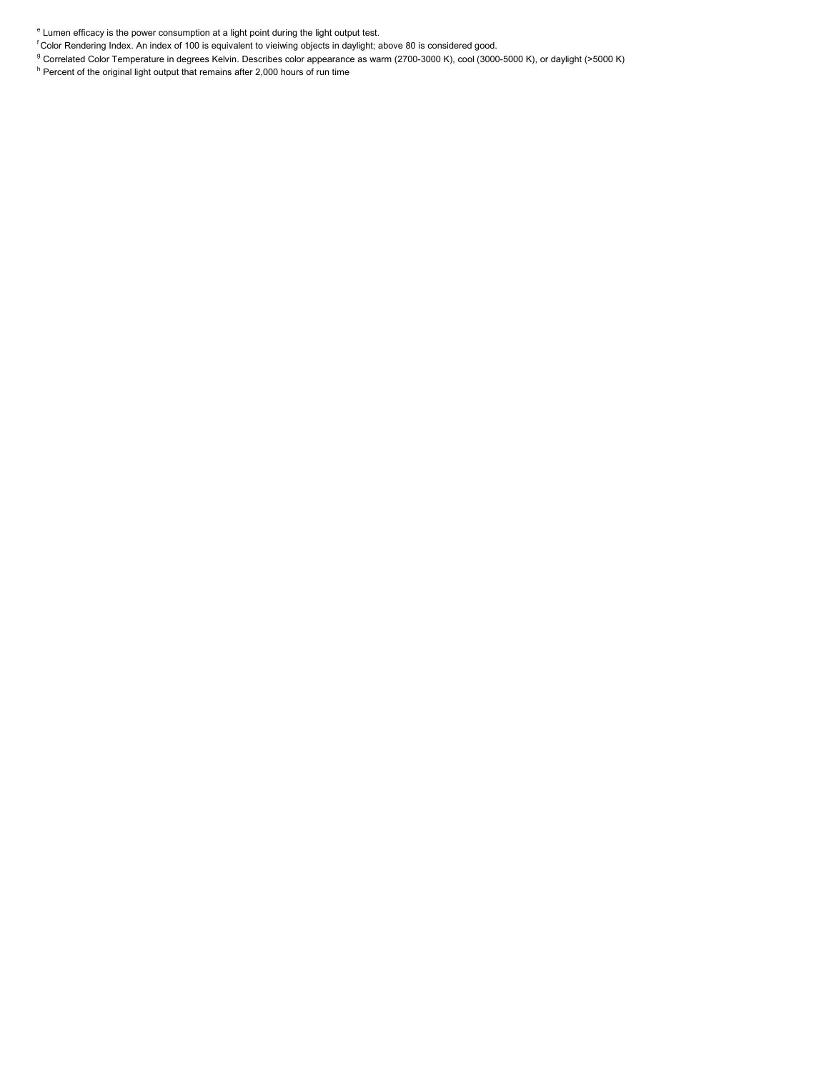[e] Lumen efficacy is the power consumption at a light point during the light output test.

[f] Color Rendering Index. An index of 100 is equivalent to vieiwing objects in daylight; above 80 is considered good.

[g] Correlated Color Temperature in degrees Kelvin. Describes color appearance as warm (2700-3000 K), cool (3000-5000 K), or daylight (>5000 K)

[h] Percent of the original light output that remains after 2,000 hours of run time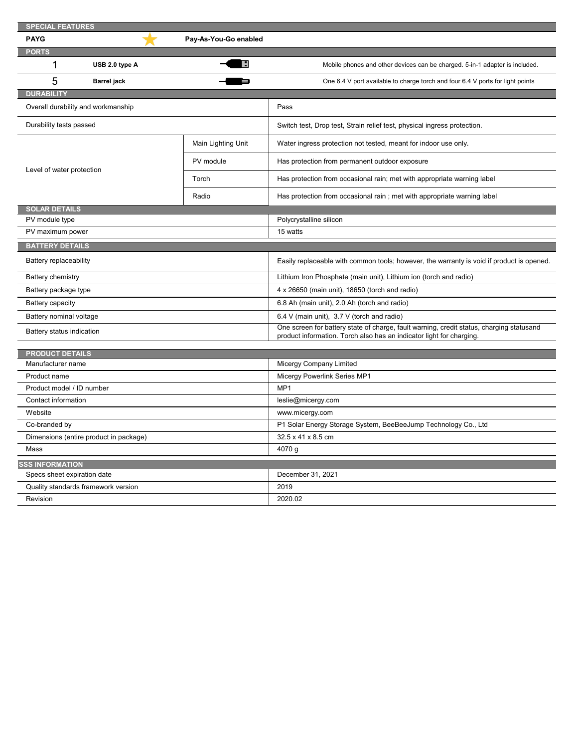## SPECIAL FEATURES

| | | |
|---|---|---|
| **PAYG** | ★ | **Pay-As-You-Go enabled** |

## PORTS

| | | |
|---|---|---|
| 1 | **USB 2.0 type A** | Mobile phones and other devices can be charged. 5-in-1 adapter is included. |
| 5 | **Barrel jack** | One 6.4 V port available to charge torch and four 6.4 V ports for light points |

## DURABILITY

| | | |
|---|---|---|
| Overall durability and workmanship | | Pass |
| Durability tests passed | | Switch test, Drop test, Strain relief test, physical ingress protection. |
| Level of water protection | Main Lighting Unit | Water ingress protection not tested, meant for indoor use only. |
| | PV module | Has protection from permanent outdoor exposure |
| | Torch | Has protection from occasional rain; met with appropriate warning label |
| | Radio | Has protection from occasional rain ; met with appropriate warning label |

## SOLAR DETAILS

| | |
|---|---|
| PV module type | Polycrystalline silicon |
| PV maximum power | 15 watts |

## BATTERY DETAILS

| | |
|---|---|
| Battery replaceability | Easily replaceable with common tools; however, the warranty is void if product is opened. |
| Battery chemistry | Lithium Iron Phosphate (main unit), Lithium ion (torch and radio) |
| Battery package type | 4 x 26650 (main unit), 18650 (torch and radio) |
| Battery capacity | 6.8 Ah (main unit), 2.0 Ah (torch and radio) |
| Battery nominal voltage | 6.4 V (main unit), 3.7 V (torch and radio) |
| Battery status indication | One screen for battery state of charge, fault warning, credit status, charging statusand product information. Torch also has an indicator light for charging. |

## PRODUCT DETAILS

| | |
|---|---|
| Manufacturer name | Micergy Company Limited |
| Product name | Micergy Powerlink Series MP1 |
| Product model / ID number | MP1 |
| Contact information | leslie@micergy.com |
| Website | www.micergy.com |
| Co-branded by | P1 Solar Energy Storage System, BeeBeeJump Technology Co., Ltd |
| Dimensions (entire product in package) | 32.5 x 41 x 8.5 cm |
| Mass | 4070 g |

## SSS INFORMATION

| | |
|---|---|
| Specs sheet expiration date | December 31, 2021 |
| Quality standards framework version | 2019 |
| Revision | 2020.02 |